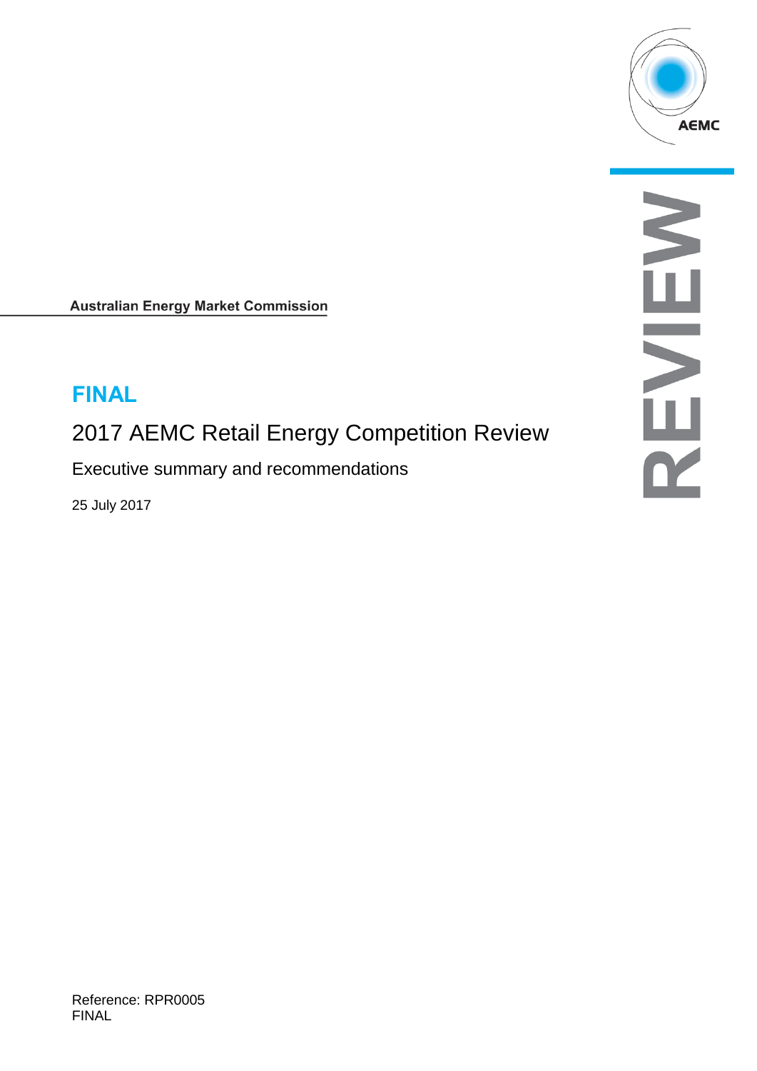Australian Energy Market Commission

# FINAL

## 2017 AEMC Retail Energy Competition Review

Executive summary and recommendations

25 July 2017

Reference: RPR0005
FINAL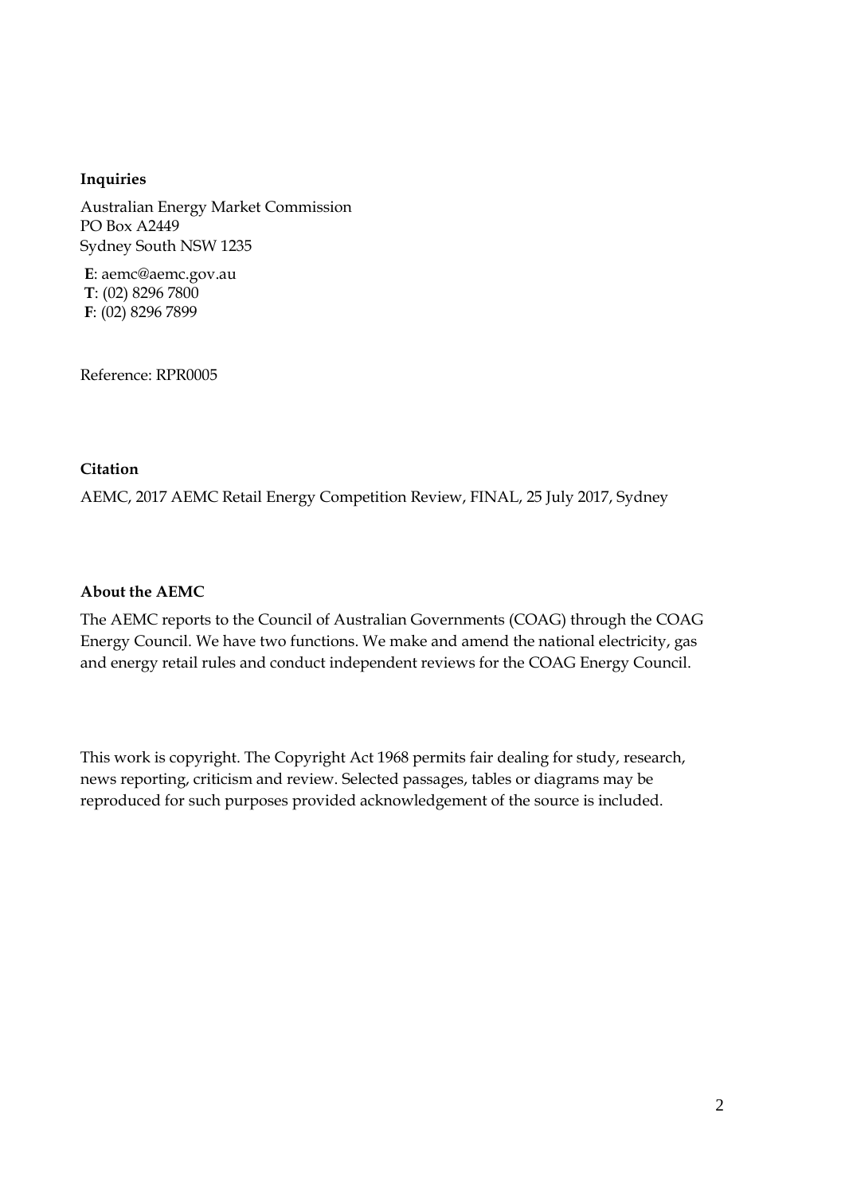**Inquiries**

Australian Energy Market Commission
PO Box A2449
Sydney South NSW 1235

**E**: aemc@aemc.gov.au
**T**: (02) 8296 7800
**F**: (02) 8296 7899

Reference: RPR0005

**Citation**

AEMC, 2017 AEMC Retail Energy Competition Review, FINAL, 25 July 2017, Sydney

**About the AEMC**

The AEMC reports to the Council of Australian Governments (COAG) through the COAG Energy Council. We have two functions. We make and amend the national electricity, gas and energy retail rules and conduct independent reviews for the COAG Energy Council.

This work is copyright. The Copyright Act 1968 permits fair dealing for study, research, news reporting, criticism and review. Selected passages, tables or diagrams may be reproduced for such purposes provided acknowledgement of the source is included.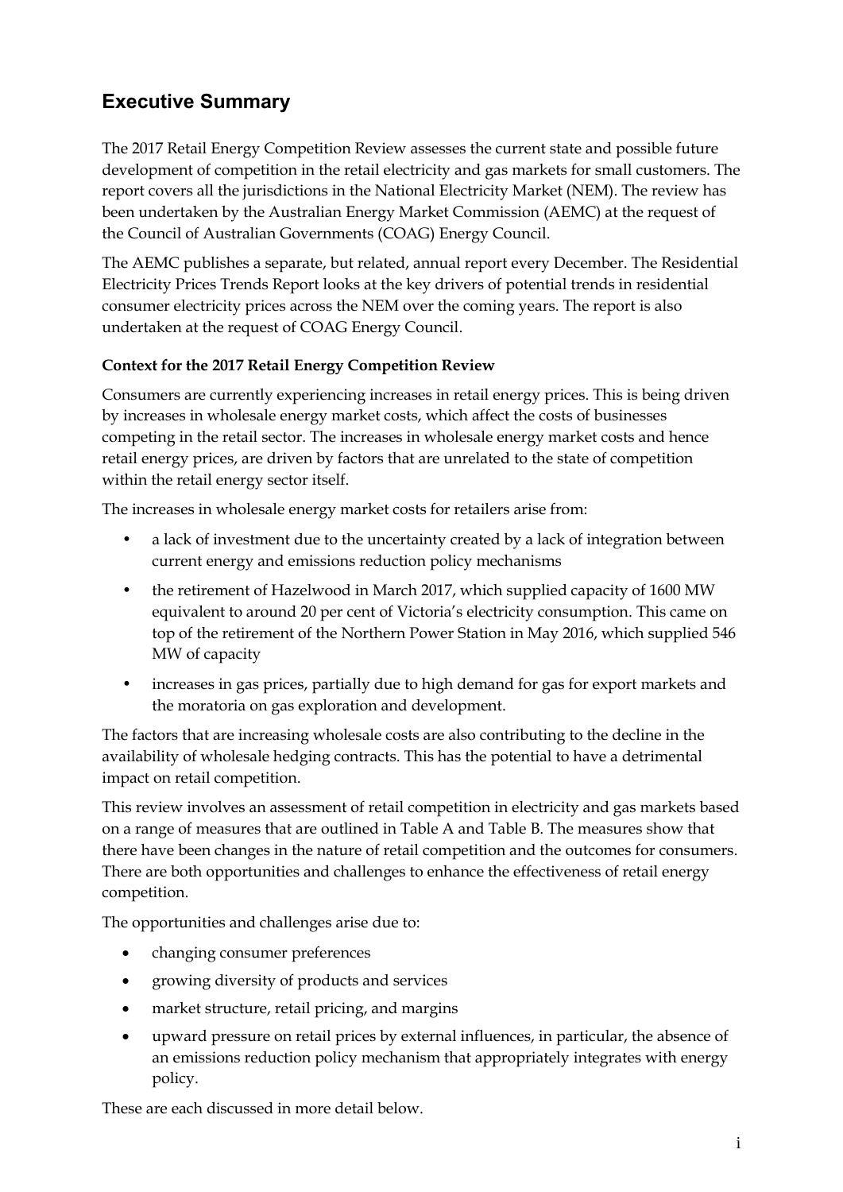# Executive Summary

The 2017 Retail Energy Competition Review assesses the current state and possible future development of competition in the retail electricity and gas markets for small customers. The report covers all the jurisdictions in the National Electricity Market (NEM). The review has been undertaken by the Australian Energy Market Commission (AEMC) at the request of the Council of Australian Governments (COAG) Energy Council.

The AEMC publishes a separate, but related, annual report every December. The Residential Electricity Prices Trends Report looks at the key drivers of potential trends in residential consumer electricity prices across the NEM over the coming years. The report is also undertaken at the request of COAG Energy Council.

**Context for the 2017 Retail Energy Competition Review**

Consumers are currently experiencing increases in retail energy prices. This is being driven by increases in wholesale energy market costs, which affect the costs of businesses competing in the retail sector. The increases in wholesale energy market costs and hence retail energy prices, are driven by factors that are unrelated to the state of competition within the retail energy sector itself.

The increases in wholesale energy market costs for retailers arise from:

- a lack of investment due to the uncertainty created by a lack of integration between current energy and emissions reduction policy mechanisms
- the retirement of Hazelwood in March 2017, which supplied capacity of 1600 MW equivalent to around 20 per cent of Victoria's electricity consumption. This came on top of the retirement of the Northern Power Station in May 2016, which supplied 546 MW of capacity
- increases in gas prices, partially due to high demand for gas for export markets and the moratoria on gas exploration and development.

The factors that are increasing wholesale costs are also contributing to the decline in the availability of wholesale hedging contracts. This has the potential to have a detrimental impact on retail competition.

This review involves an assessment of retail competition in electricity and gas markets based on a range of measures that are outlined in Table A and Table B. The measures show that there have been changes in the nature of retail competition and the outcomes for consumers. There are both opportunities and challenges to enhance the effectiveness of retail energy competition.

The opportunities and challenges arise due to:

- changing consumer preferences
- growing diversity of products and services
- market structure, retail pricing, and margins
- upward pressure on retail prices by external influences, in particular, the absence of an emissions reduction policy mechanism that appropriately integrates with energy policy.

These are each discussed in more detail below.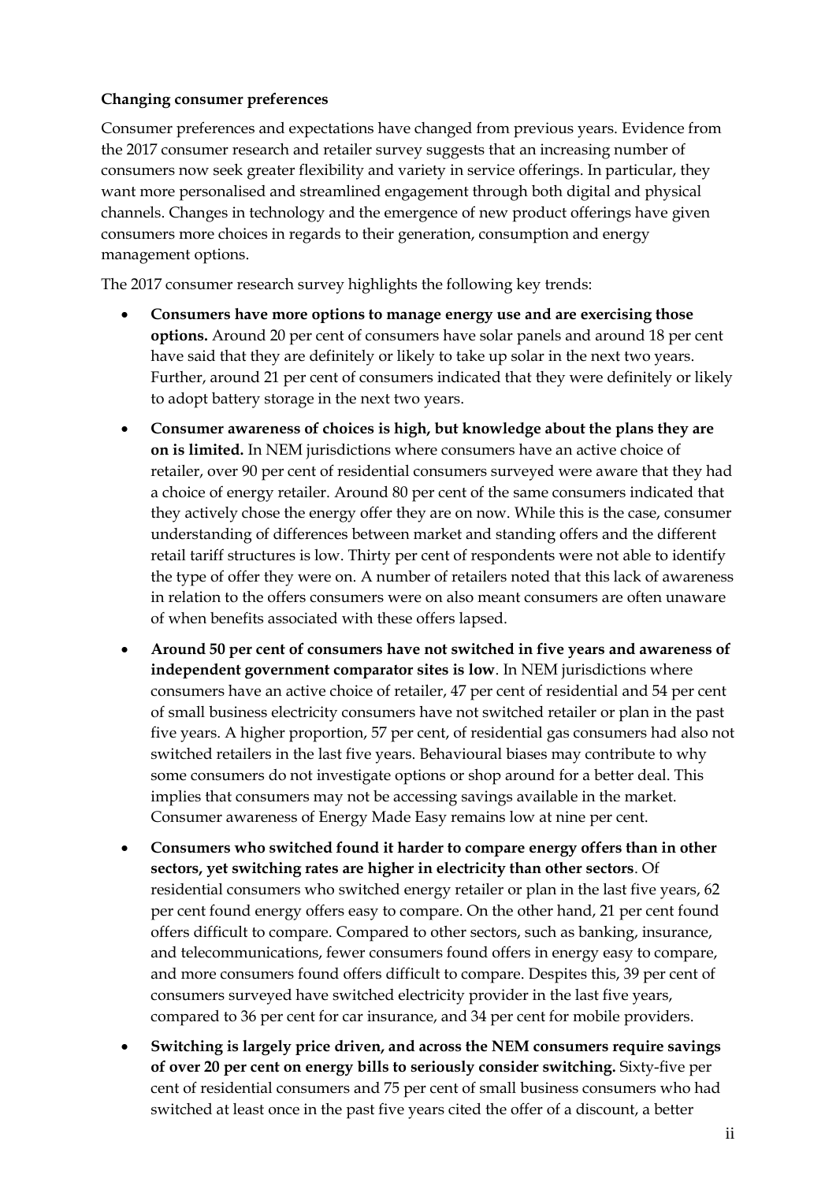**Changing consumer preferences**

Consumer preferences and expectations have changed from previous years. Evidence from the 2017 consumer research and retailer survey suggests that an increasing number of consumers now seek greater flexibility and variety in service offerings. In particular, they want more personalised and streamlined engagement through both digital and physical channels. Changes in technology and the emergence of new product offerings have given consumers more choices in regards to their generation, consumption and energy management options.

The 2017 consumer research survey highlights the following key trends:

- **Consumers have more options to manage energy use and are exercising those options.** Around 20 per cent of consumers have solar panels and around 18 per cent have said that they are definitely or likely to take up solar in the next two years. Further, around 21 per cent of consumers indicated that they were definitely or likely to adopt battery storage in the next two years.
- **Consumer awareness of choices is high, but knowledge about the plans they are on is limited.** In NEM jurisdictions where consumers have an active choice of retailer, over 90 per cent of residential consumers surveyed were aware that they had a choice of energy retailer. Around 80 per cent of the same consumers indicated that they actively chose the energy offer they are on now. While this is the case, consumer understanding of differences between market and standing offers and the different retail tariff structures is low. Thirty per cent of respondents were not able to identify the type of offer they were on. A number of retailers noted that this lack of awareness in relation to the offers consumers were on also meant consumers are often unaware of when benefits associated with these offers lapsed.
- **Around 50 per cent of consumers have not switched in five years and awareness of independent government comparator sites is low**. In NEM jurisdictions where consumers have an active choice of retailer, 47 per cent of residential and 54 per cent of small business electricity consumers have not switched retailer or plan in the past five years. A higher proportion, 57 per cent, of residential gas consumers had also not switched retailers in the last five years. Behavioural biases may contribute to why some consumers do not investigate options or shop around for a better deal. This implies that consumers may not be accessing savings available in the market. Consumer awareness of Energy Made Easy remains low at nine per cent.
- **Consumers who switched found it harder to compare energy offers than in other sectors, yet switching rates are higher in electricity than other sectors**. Of residential consumers who switched energy retailer or plan in the last five years, 62 per cent found energy offers easy to compare. On the other hand, 21 per cent found offers difficult to compare. Compared to other sectors, such as banking, insurance, and telecommunications, fewer consumers found offers in energy easy to compare, and more consumers found offers difficult to compare. Despites this, 39 per cent of consumers surveyed have switched electricity provider in the last five years, compared to 36 per cent for car insurance, and 34 per cent for mobile providers.
- **Switching is largely price driven, and across the NEM consumers require savings of over 20 per cent on energy bills to seriously consider switching.** Sixty-five per cent of residential consumers and 75 per cent of small business consumers who had switched at least once in the past five years cited the offer of a discount, a better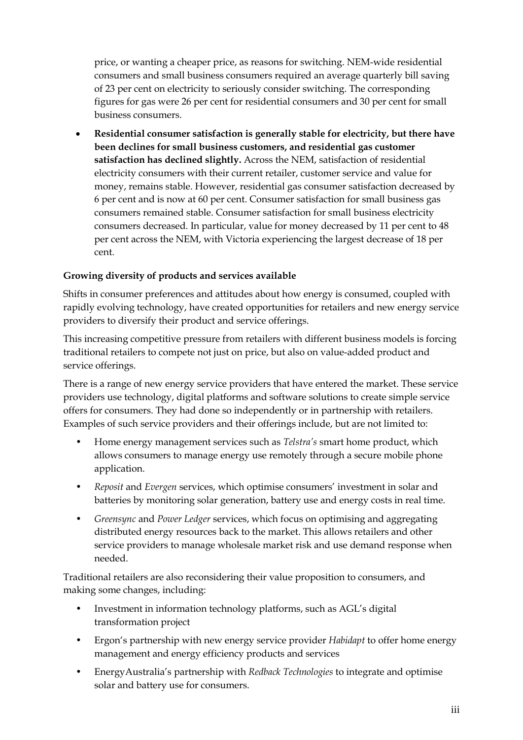price, or wanting a cheaper price, as reasons for switching. NEM-wide residential consumers and small business consumers required an average quarterly bill saving of 23 per cent on electricity to seriously consider switching. The corresponding figures for gas were 26 per cent for residential consumers and 30 per cent for small business consumers.

- **Residential consumer satisfaction is generally stable for electricity, but there have been declines for small business customers, and residential gas customer satisfaction has declined slightly.** Across the NEM, satisfaction of residential electricity consumers with their current retailer, customer service and value for money, remains stable. However, residential gas consumer satisfaction decreased by 6 per cent and is now at 60 per cent. Consumer satisfaction for small business gas consumers remained stable. Consumer satisfaction for small business electricity consumers decreased. In particular, value for money decreased by 11 per cent to 48 per cent across the NEM, with Victoria experiencing the largest decrease of 18 per cent.

**Growing diversity of products and services available**

Shifts in consumer preferences and attitudes about how energy is consumed, coupled with rapidly evolving technology, have created opportunities for retailers and new energy service providers to diversify their product and service offerings.

This increasing competitive pressure from retailers with different business models is forcing traditional retailers to compete not just on price, but also on value-added product and service offerings.

There is a range of new energy service providers that have entered the market. These service providers use technology, digital platforms and software solutions to create simple service offers for consumers. They had done so independently or in partnership with retailers. Examples of such service providers and their offerings include, but are not limited to:

- Home energy management services such as *Telstra's* smart home product, which allows consumers to manage energy use remotely through a secure mobile phone application.
- *Reposit* and *Evergen* services, which optimise consumers' investment in solar and batteries by monitoring solar generation, battery use and energy costs in real time.
- *Greensync* and *Power Ledger* services, which focus on optimising and aggregating distributed energy resources back to the market. This allows retailers and other service providers to manage wholesale market risk and use demand response when needed.

Traditional retailers are also reconsidering their value proposition to consumers, and making some changes, including:

- Investment in information technology platforms, such as AGL's digital transformation project
- Ergon's partnership with new energy service provider *Habidapt* to offer home energy management and energy efficiency products and services
- EnergyAustralia's partnership with *Redback Technologies* to integrate and optimise solar and battery use for consumers.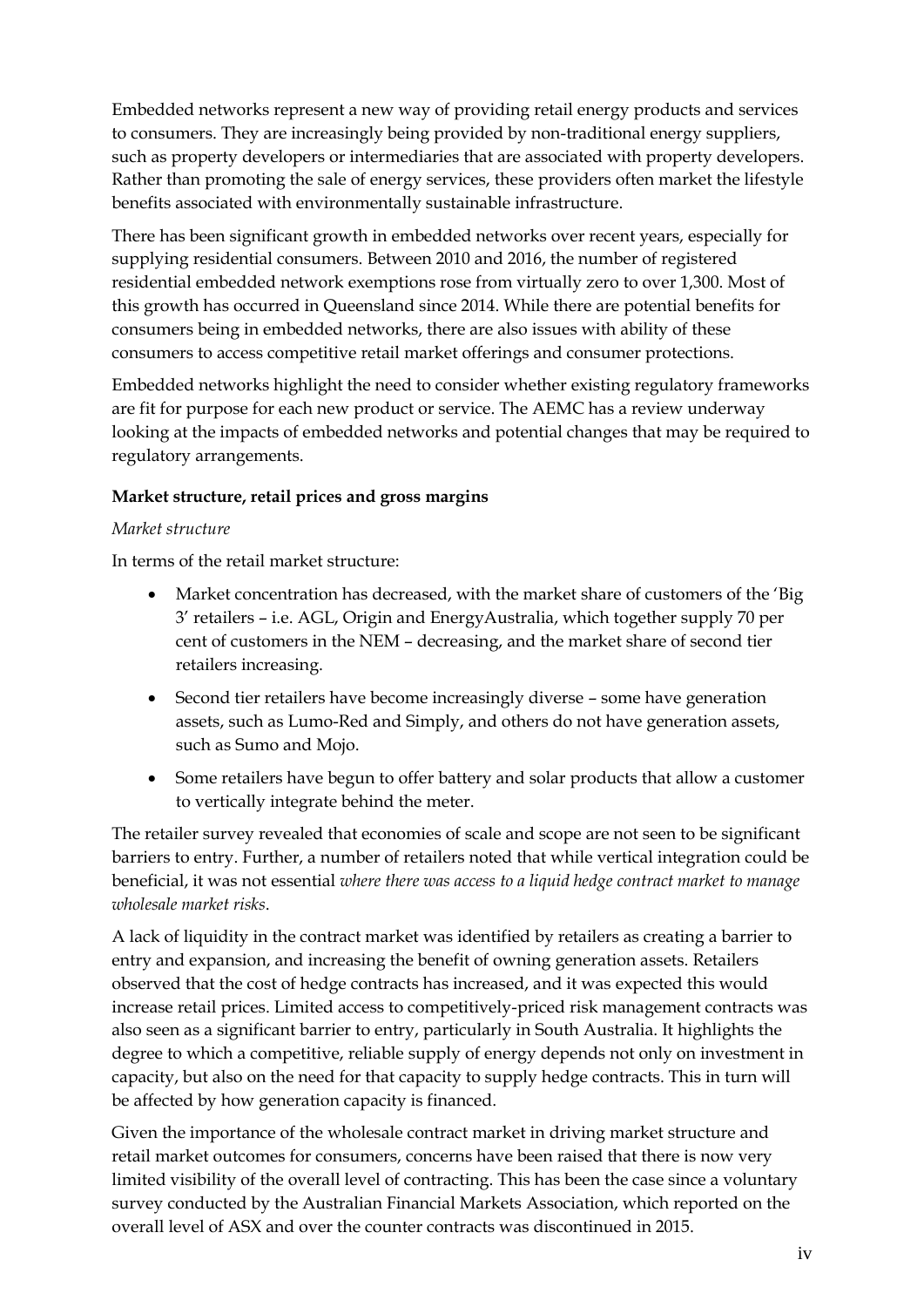Embedded networks represent a new way of providing retail energy products and services to consumers. They are increasingly being provided by non-traditional energy suppliers, such as property developers or intermediaries that are associated with property developers. Rather than promoting the sale of energy services, these providers often market the lifestyle benefits associated with environmentally sustainable infrastructure.

There has been significant growth in embedded networks over recent years, especially for supplying residential consumers. Between 2010 and 2016, the number of registered residential embedded network exemptions rose from virtually zero to over 1,300. Most of this growth has occurred in Queensland since 2014. While there are potential benefits for consumers being in embedded networks, there are also issues with ability of these consumers to access competitive retail market offerings and consumer protections.

Embedded networks highlight the need to consider whether existing regulatory frameworks are fit for purpose for each new product or service. The AEMC has a review underway looking at the impacts of embedded networks and potential changes that may be required to regulatory arrangements.

**Market structure, retail prices and gross margins**

*Market structure*

In terms of the retail market structure:

- Market concentration has decreased, with the market share of customers of the 'Big 3' retailers – i.e. AGL, Origin and EnergyAustralia, which together supply 70 per cent of customers in the NEM – decreasing, and the market share of second tier retailers increasing.
- Second tier retailers have become increasingly diverse – some have generation assets, such as Lumo-Red and Simply, and others do not have generation assets, such as Sumo and Mojo.
- Some retailers have begun to offer battery and solar products that allow a customer to vertically integrate behind the meter.

The retailer survey revealed that economies of scale and scope are not seen to be significant barriers to entry. Further, a number of retailers noted that while vertical integration could be beneficial, it was not essential *where there was access to a liquid hedge contract market to manage wholesale market risks*.

A lack of liquidity in the contract market was identified by retailers as creating a barrier to entry and expansion, and increasing the benefit of owning generation assets. Retailers observed that the cost of hedge contracts has increased, and it was expected this would increase retail prices. Limited access to competitively-priced risk management contracts was also seen as a significant barrier to entry, particularly in South Australia. It highlights the degree to which a competitive, reliable supply of energy depends not only on investment in capacity, but also on the need for that capacity to supply hedge contracts. This in turn will be affected by how generation capacity is financed.

Given the importance of the wholesale contract market in driving market structure and retail market outcomes for consumers, concerns have been raised that there is now very limited visibility of the overall level of contracting. This has been the case since a voluntary survey conducted by the Australian Financial Markets Association, which reported on the overall level of ASX and over the counter contracts was discontinued in 2015.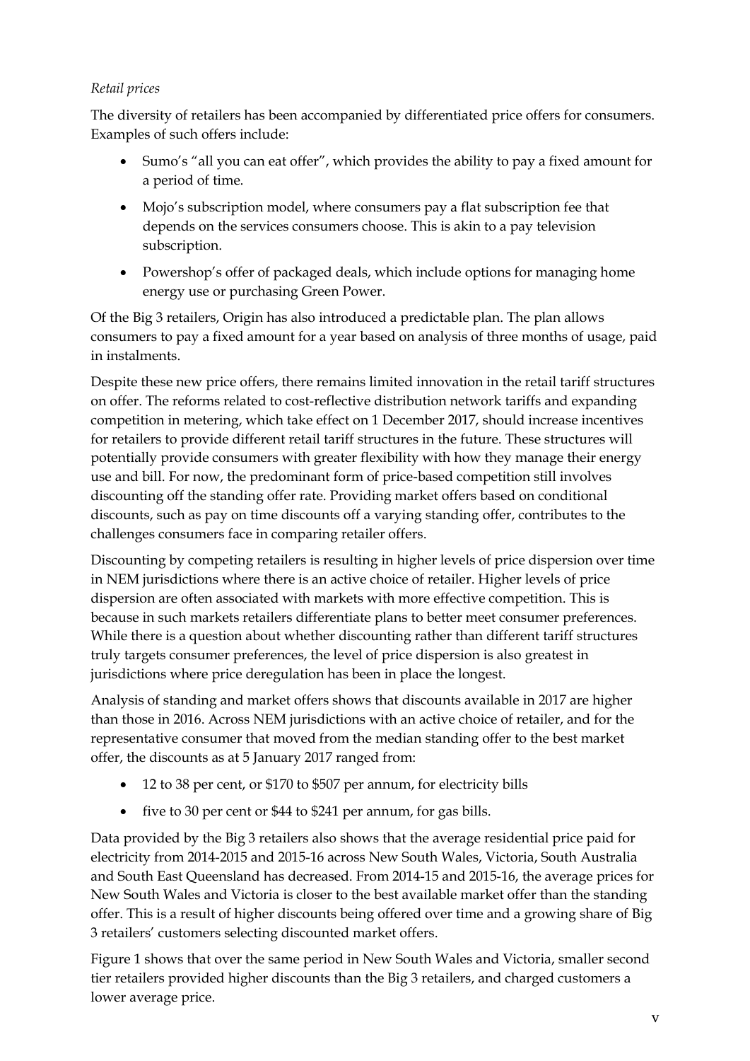*Retail prices*

The diversity of retailers has been accompanied by differentiated price offers for consumers. Examples of such offers include:

- Sumo's "all you can eat offer", which provides the ability to pay a fixed amount for a period of time.
- Mojo's subscription model, where consumers pay a flat subscription fee that depends on the services consumers choose. This is akin to a pay television subscription.
- Powershop's offer of packaged deals, which include options for managing home energy use or purchasing Green Power.

Of the Big 3 retailers, Origin has also introduced a predictable plan. The plan allows consumers to pay a fixed amount for a year based on analysis of three months of usage, paid in instalments.

Despite these new price offers, there remains limited innovation in the retail tariff structures on offer. The reforms related to cost-reflective distribution network tariffs and expanding competition in metering, which take effect on 1 December 2017, should increase incentives for retailers to provide different retail tariff structures in the future. These structures will potentially provide consumers with greater flexibility with how they manage their energy use and bill. For now, the predominant form of price-based competition still involves discounting off the standing offer rate. Providing market offers based on conditional discounts, such as pay on time discounts off a varying standing offer, contributes to the challenges consumers face in comparing retailer offers.

Discounting by competing retailers is resulting in higher levels of price dispersion over time in NEM jurisdictions where there is an active choice of retailer. Higher levels of price dispersion are often associated with markets with more effective competition. This is because in such markets retailers differentiate plans to better meet consumer preferences. While there is a question about whether discounting rather than different tariff structures truly targets consumer preferences, the level of price dispersion is also greatest in jurisdictions where price deregulation has been in place the longest.

Analysis of standing and market offers shows that discounts available in 2017 are higher than those in 2016. Across NEM jurisdictions with an active choice of retailer, and for the representative consumer that moved from the median standing offer to the best market offer, the discounts as at 5 January 2017 ranged from:

- 12 to 38 per cent, or $170 to $507 per annum, for electricity bills
- five to 30 per cent or $44 to $241 per annum, for gas bills.

Data provided by the Big 3 retailers also shows that the average residential price paid for electricity from 2014-2015 and 2015-16 across New South Wales, Victoria, South Australia and South East Queensland has decreased. From 2014-15 and 2015-16, the average prices for New South Wales and Victoria is closer to the best available market offer than the standing offer. This is a result of higher discounts being offered over time and a growing share of Big 3 retailers' customers selecting discounted market offers.

Figure 1 shows that over the same period in New South Wales and Victoria, smaller second tier retailers provided higher discounts than the Big 3 retailers, and charged customers a lower average price.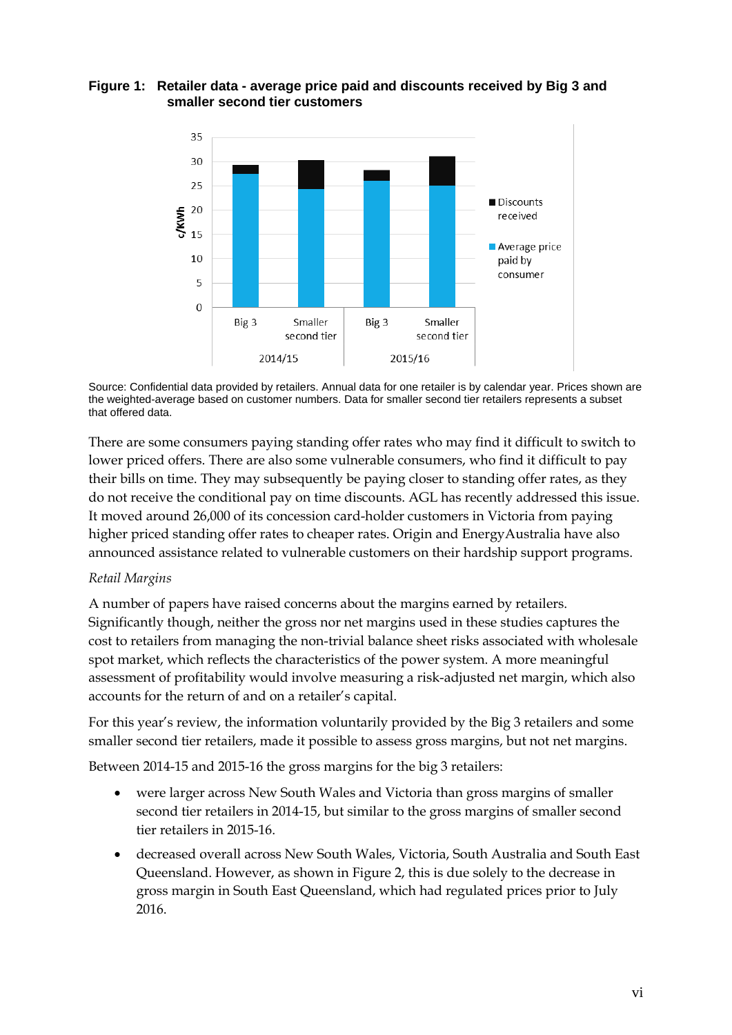**Figure 1: Retailer data - average price paid and discounts received by Big 3 and smaller second tier customers**

c/KWh

35
30
25
20
15
10
5
0

Big 3
Smaller second tier
Big 3
Smaller second tier

2014/15
2015/16

Discounts received
Average price paid by consumer

Source: Confidential data provided by retailers. Annual data for one retailer is by calendar year. Prices shown are the weighted-average based on customer numbers. Data for smaller second tier retailers represents a subset that offered data.

There are some consumers paying standing offer rates who may find it difficult to switch to lower priced offers. There are also some vulnerable consumers, who find it difficult to pay their bills on time. They may subsequently be paying closer to standing offer rates, as they do not receive the conditional pay on time discounts. AGL has recently addressed this issue. It moved around 26,000 of its concession card-holder customers in Victoria from paying higher priced standing offer rates to cheaper rates. Origin and EnergyAustralia have also announced assistance related to vulnerable customers on their hardship support programs.

*Retail Margins*

A number of papers have raised concerns about the margins earned by retailers. Significantly though, neither the gross nor net margins used in these studies captures the cost to retailers from managing the non-trivial balance sheet risks associated with wholesale spot market, which reflects the characteristics of the power system. A more meaningful assessment of profitability would involve measuring a risk-adjusted net margin, which also accounts for the return of and on a retailer's capital.

For this year's review, the information voluntarily provided by the Big 3 retailers and some smaller second tier retailers, made it possible to assess gross margins, but not net margins.

Between 2014-15 and 2015-16 the gross margins for the big 3 retailers:

- were larger across New South Wales and Victoria than gross margins of smaller second tier retailers in 2014-15, but similar to the gross margins of smaller second tier retailers in 2015-16.
- decreased overall across New South Wales, Victoria, South Australia and South East Queensland. However, as shown in Figure 2, this is due solely to the decrease in gross margin in South East Queensland, which had regulated prices prior to July 2016.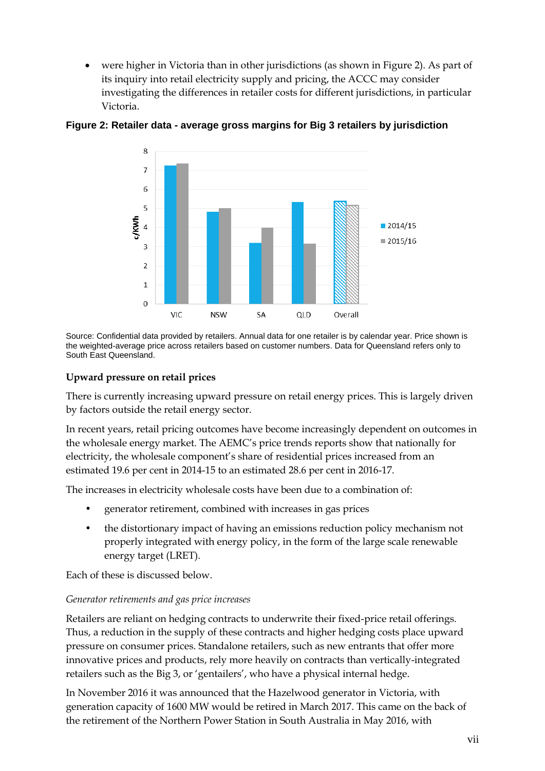- were higher in Victoria than in other jurisdictions (as shown in Figure 2). As part of its inquiry into retail electricity supply and pricing, the ACCC may consider investigating the differences in retailer costs for different jurisdictions, in particular Victoria.

**Figure 2: Retailer data - average gross margins for Big 3 retailers by jurisdiction**

c/KWh

8
7
6
5
4
3
2
1
0

VIC
NSW
SA
QLD
Overall

2014/15
2015/16

Source: Confidential data provided by retailers. Annual data for one retailer is by calendar year. Price shown is the weighted-average price across retailers based on customer numbers. Data for Queensland refers only to South East Queensland.

**Upward pressure on retail prices**

There is currently increasing upward pressure on retail energy prices. This is largely driven by factors outside the retail energy sector.

In recent years, retail pricing outcomes have become increasingly dependent on outcomes in the wholesale energy market. The AEMC's price trends reports show that nationally for electricity, the wholesale component's share of residential prices increased from an estimated 19.6 per cent in 2014-15 to an estimated 28.6 per cent in 2016-17.

The increases in electricity wholesale costs have been due to a combination of:

- generator retirement, combined with increases in gas prices
- the distortionary impact of having an emissions reduction policy mechanism not properly integrated with energy policy, in the form of the large scale renewable energy target (LRET).

Each of these is discussed below.

*Generator retirements and gas price increases*

Retailers are reliant on hedging contracts to underwrite their fixed-price retail offerings. Thus, a reduction in the supply of these contracts and higher hedging costs place upward pressure on consumer prices. Standalone retailers, such as new entrants that offer more innovative prices and products, rely more heavily on contracts than vertically-integrated retailers such as the Big 3, or 'gentailers', who have a physical internal hedge.

In November 2016 it was announced that the Hazelwood generator in Victoria, with generation capacity of 1600 MW would be retired in March 2017. This came on the back of the retirement of the Northern Power Station in South Australia in May 2016, with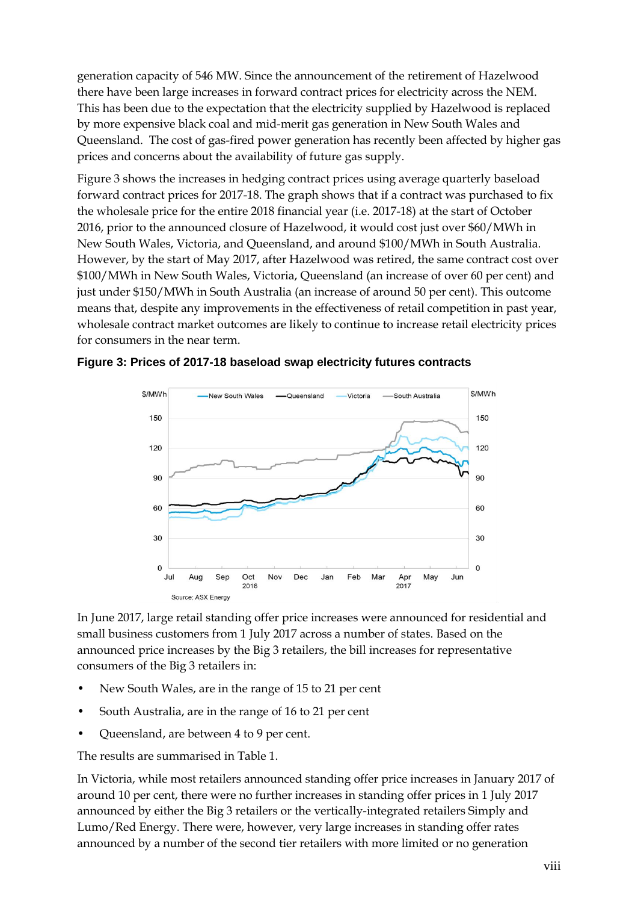generation capacity of 546 MW. Since the announcement of the retirement of Hazelwood there have been large increases in forward contract prices for electricity across the NEM. This has been due to the expectation that the electricity supplied by Hazelwood is replaced by more expensive black coal and mid-merit gas generation in New South Wales and Queensland. The cost of gas-fired power generation has recently been affected by higher gas prices and concerns about the availability of future gas supply.

Figure 3 shows the increases in hedging contract prices using average quarterly baseload forward contract prices for 2017-18. The graph shows that if a contract was purchased to fix the wholesale price for the entire 2018 financial year (i.e. 2017-18) at the start of October 2016, prior to the announced closure of Hazelwood, it would cost just over $60/MWh in New South Wales, Victoria, and Queensland, and around $100/MWh in South Australia. However, by the start of May 2017, after Hazelwood was retired, the same contract cost over $100/MWh in New South Wales, Victoria, Queensland (an increase of over 60 per cent) and just under $150/MWh in South Australia (an increase of around 50 per cent). This outcome means that, despite any improvements in the effectiveness of retail competition in past year, wholesale contract market outcomes are likely to continue to increase retail electricity prices for consumers in the near term.

**Figure 3: Prices of 2017-18 baseload swap electricity futures contracts**

$/MWh
New South Wales
Queensland
Victoria
South Australia
$/MWh
150
120
90
60
30
0
Jul
Aug
Sep
Oct
2016
Nov
Dec
Jan
Feb
Mar
Apr
2017
May
Jun

Source: ASX Energy

In June 2017, large retail standing offer price increases were announced for residential and small business customers from 1 July 2017 across a number of states. Based on the announced price increases by the Big 3 retailers, the bill increases for representative consumers of the Big 3 retailers in:

- New South Wales, are in the range of 15 to 21 per cent
- South Australia, are in the range of 16 to 21 per cent
- Queensland, are between 4 to 9 per cent.

The results are summarised in Table 1.

In Victoria, while most retailers announced standing offer price increases in January 2017 of around 10 per cent, there were no further increases in standing offer prices in 1 July 2017 announced by either the Big 3 retailers or the vertically-integrated retailers Simply and Lumo/Red Energy. There were, however, very large increases in standing offer rates announced by a number of the second tier retailers with more limited or no generation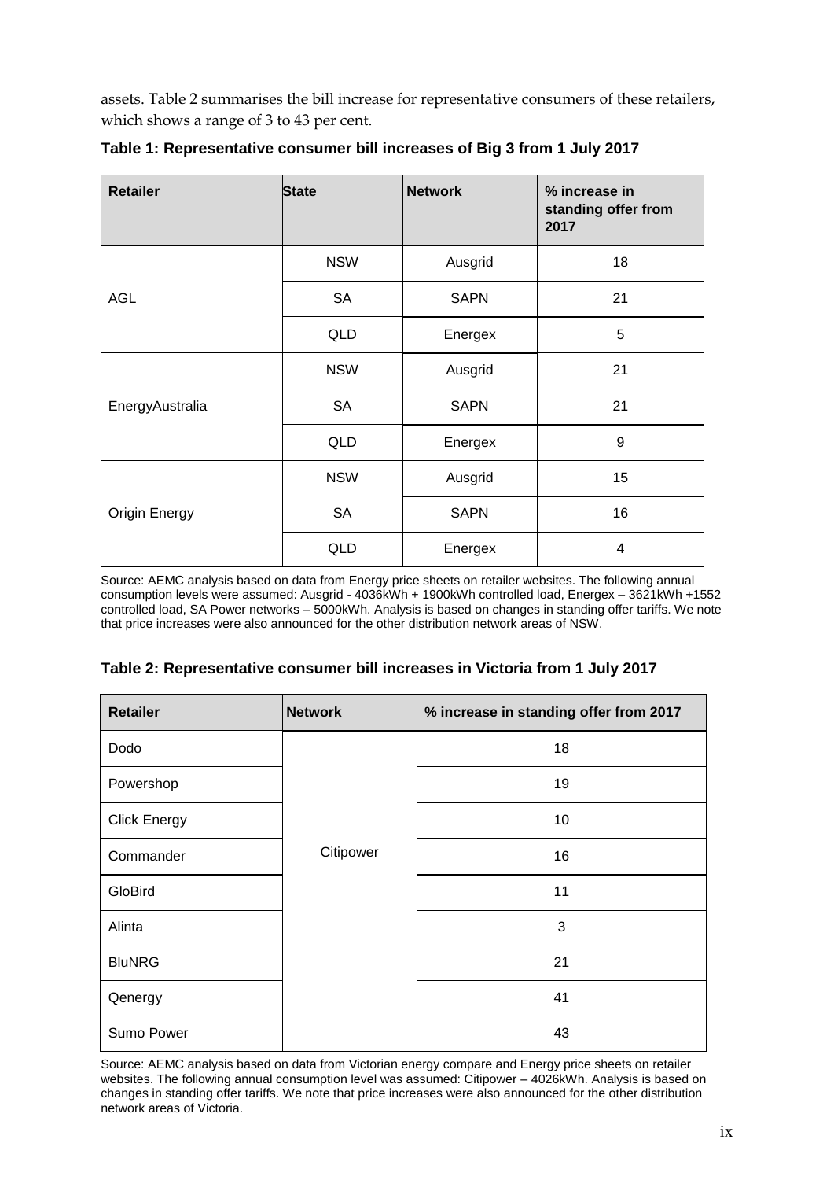assets. Table 2 summarises the bill increase for representative consumers of these retailers, which shows a range of 3 to 43 per cent.

**Table 1: Representative consumer bill increases of Big 3 from 1 July 2017**

| Retailer | State | Network | % increase in standing offer from 2017 |
|---|---|---|---|
| AGL | NSW | Ausgrid | 18 |
| | SA | SAPN | 21 |
| | QLD | Energex | 5 |
| EnergyAustralia | NSW | Ausgrid | 21 |
| | SA | SAPN | 21 |
| | QLD | Energex | 9 |
| Origin Energy | NSW | Ausgrid | 15 |
| | SA | SAPN | 16 |
| | QLD | Energex | 4 |

Source: AEMC analysis based on data from Energy price sheets on retailer websites. The following annual consumption levels were assumed: Ausgrid - 4036kWh + 1900kWh controlled load, Energex – 3621kWh +1552 controlled load, SA Power networks – 5000kWh. Analysis is based on changes in standing offer tariffs. We note that price increases were also announced for the other distribution network areas of NSW.

**Table 2: Representative consumer bill increases in Victoria from 1 July 2017**

| Retailer | Network | % increase in standing offer from 2017 |
|---|---|---|
| Dodo | Citipower | 18 |
| Powershop | | 19 |
| Click Energy | | 10 |
| Commander | | 16 |
| GloBird | | 11 |
| Alinta | | 3 |
| BluNRG | | 21 |
| Qenergy | | 41 |
| Sumo Power | | 43 |

Source: AEMC analysis based on data from Victorian energy compare and Energy price sheets on retailer websites. The following annual consumption level was assumed: Citipower – 4026kWh. Analysis is based on changes in standing offer tariffs. We note that price increases were also announced for the other distribution network areas of Victoria.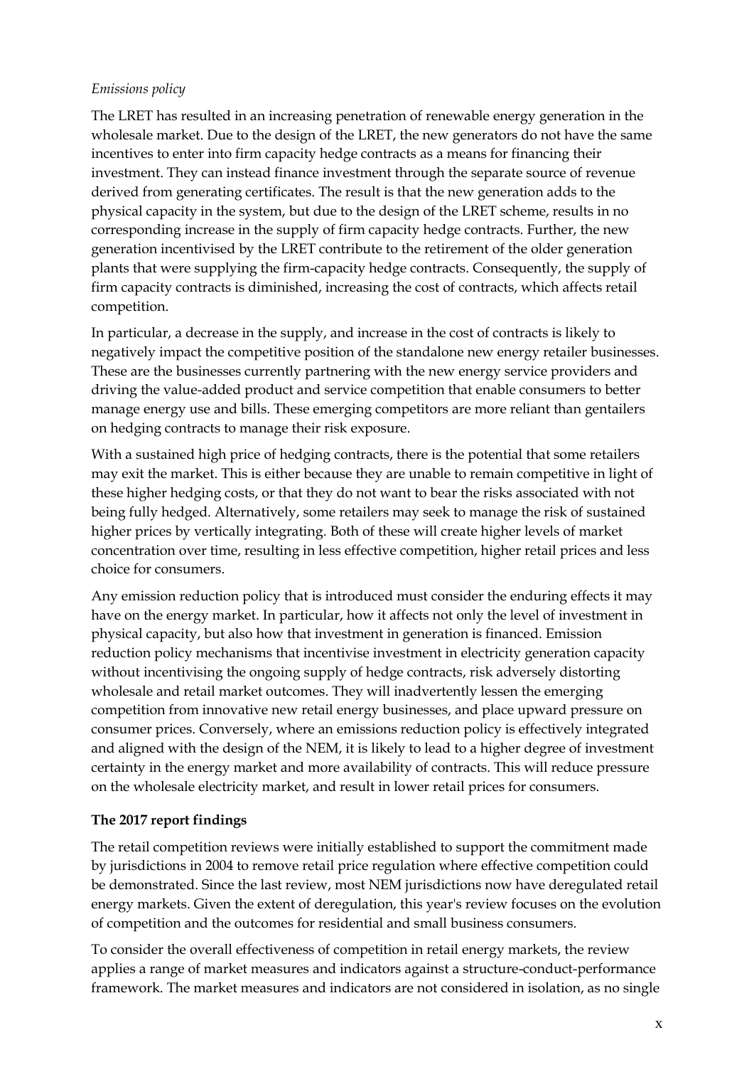*Emissions policy*

The LRET has resulted in an increasing penetration of renewable energy generation in the wholesale market. Due to the design of the LRET, the new generators do not have the same incentives to enter into firm capacity hedge contracts as a means for financing their investment. They can instead finance investment through the separate source of revenue derived from generating certificates. The result is that the new generation adds to the physical capacity in the system, but due to the design of the LRET scheme, results in no corresponding increase in the supply of firm capacity hedge contracts. Further, the new generation incentivised by the LRET contribute to the retirement of the older generation plants that were supplying the firm-capacity hedge contracts. Consequently, the supply of firm capacity contracts is diminished, increasing the cost of contracts, which affects retail competition.

In particular, a decrease in the supply, and increase in the cost of contracts is likely to negatively impact the competitive position of the standalone new energy retailer businesses. These are the businesses currently partnering with the new energy service providers and driving the value-added product and service competition that enable consumers to better manage energy use and bills. These emerging competitors are more reliant than gentailers on hedging contracts to manage their risk exposure.

With a sustained high price of hedging contracts, there is the potential that some retailers may exit the market. This is either because they are unable to remain competitive in light of these higher hedging costs, or that they do not want to bear the risks associated with not being fully hedged. Alternatively, some retailers may seek to manage the risk of sustained higher prices by vertically integrating. Both of these will create higher levels of market concentration over time, resulting in less effective competition, higher retail prices and less choice for consumers.

Any emission reduction policy that is introduced must consider the enduring effects it may have on the energy market. In particular, how it affects not only the level of investment in physical capacity, but also how that investment in generation is financed. Emission reduction policy mechanisms that incentivise investment in electricity generation capacity without incentivising the ongoing supply of hedge contracts, risk adversely distorting wholesale and retail market outcomes. They will inadvertently lessen the emerging competition from innovative new retail energy businesses, and place upward pressure on consumer prices. Conversely, where an emissions reduction policy is effectively integrated and aligned with the design of the NEM, it is likely to lead to a higher degree of investment certainty in the energy market and more availability of contracts. This will reduce pressure on the wholesale electricity market, and result in lower retail prices for consumers.

**The 2017 report findings**

The retail competition reviews were initially established to support the commitment made by jurisdictions in 2004 to remove retail price regulation where effective competition could be demonstrated. Since the last review, most NEM jurisdictions now have deregulated retail energy markets. Given the extent of deregulation, this year's review focuses on the evolution of competition and the outcomes for residential and small business consumers.

To consider the overall effectiveness of competition in retail energy markets, the review applies a range of market measures and indicators against a structure-conduct-performance framework. The market measures and indicators are not considered in isolation, as no single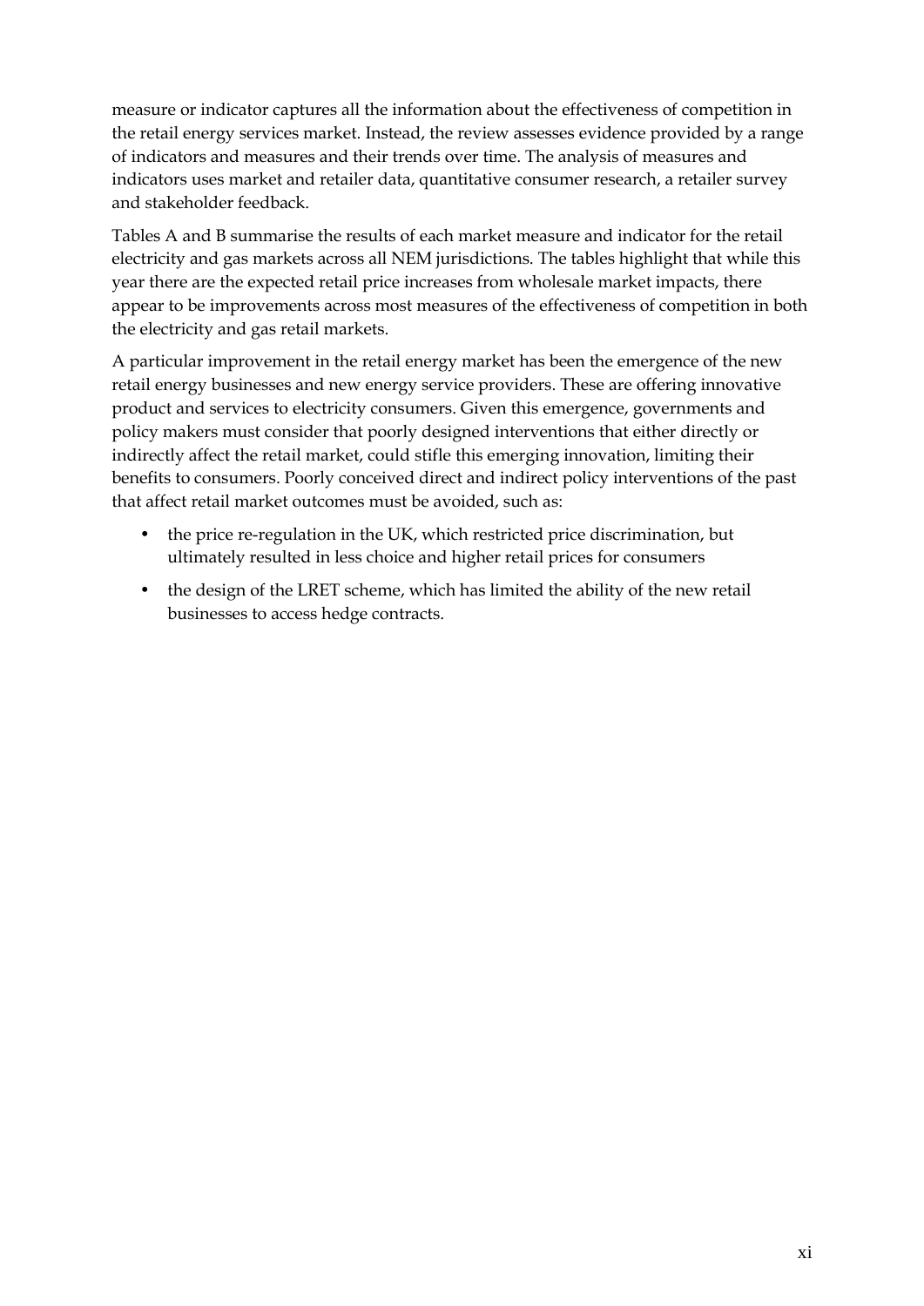measure or indicator captures all the information about the effectiveness of competition in the retail energy services market. Instead, the review assesses evidence provided by a range of indicators and measures and their trends over time. The analysis of measures and indicators uses market and retailer data, quantitative consumer research, a retailer survey and stakeholder feedback.

Tables A and B summarise the results of each market measure and indicator for the retail electricity and gas markets across all NEM jurisdictions. The tables highlight that while this year there are the expected retail price increases from wholesale market impacts, there appear to be improvements across most measures of the effectiveness of competition in both the electricity and gas retail markets.

A particular improvement in the retail energy market has been the emergence of the new retail energy businesses and new energy service providers. These are offering innovative product and services to electricity consumers. Given this emergence, governments and policy makers must consider that poorly designed interventions that either directly or indirectly affect the retail market, could stifle this emerging innovation, limiting their benefits to consumers. Poorly conceived direct and indirect policy interventions of the past that affect retail market outcomes must be avoided, such as:

- the price re-regulation in the UK, which restricted price discrimination, but ultimately resulted in less choice and higher retail prices for consumers
- the design of the LRET scheme, which has limited the ability of the new retail businesses to access hedge contracts.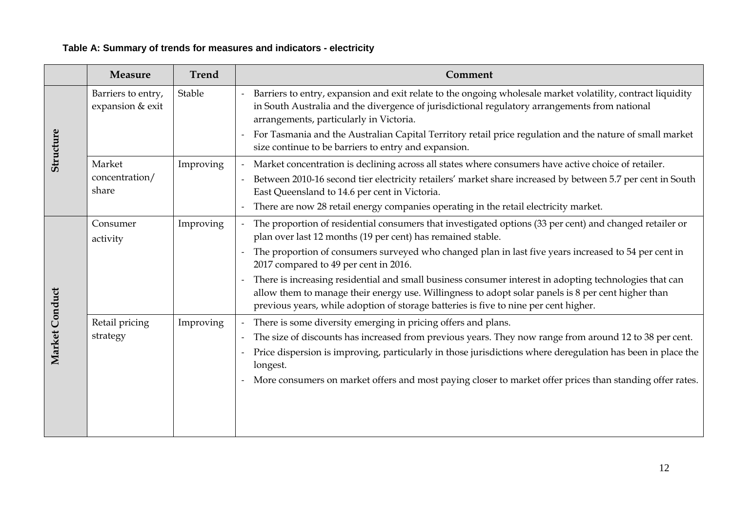**Table A: Summary of trends for measures and indicators - electricity**

| | Measure | Trend | Comment |
|---|---|---|---|
| Structure | Barriers to entry, expansion & exit | Stable | - Barriers to entry, expansion and exit relate to the ongoing wholesale market volatility, contract liquidity in South Australia and the divergence of jurisdictional regulatory arrangements from national arrangements, particularly in Victoria.<br>- For Tasmania and the Australian Capital Territory retail price regulation and the nature of small market size continue to be barriers to entry and expansion. |
| | Market concentration/ share | Improving | - Market concentration is declining across all states where consumers have active choice of retailer.<br>- Between 2010-16 second tier electricity retailers' market share increased by between 5.7 per cent in South East Queensland to 14.6 per cent in Victoria.<br>- There are now 28 retail energy companies operating in the retail electricity market. |
| Market Conduct | Consumer activity | Improving | - The proportion of residential consumers that investigated options (33 per cent) and changed retailer or plan over last 12 months (19 per cent) has remained stable.<br>- The proportion of consumers surveyed who changed plan in last five years increased to 54 per cent in 2017 compared to 49 per cent in 2016.<br>- There is increasing residential and small business consumer interest in adopting technologies that can allow them to manage their energy use. Willingness to adopt solar panels is 8 per cent higher than previous years, while adoption of storage batteries is five to nine per cent higher. |
| | Retail pricing strategy | Improving | - There is some diversity emerging in pricing offers and plans.<br>- The size of discounts has increased from previous years. They now range from around 12 to 38 per cent.<br>- Price dispersion is improving, particularly in those jurisdictions where deregulation has been in place the longest.<br>- More consumers on market offers and most paying closer to market offer prices than standing offer rates. |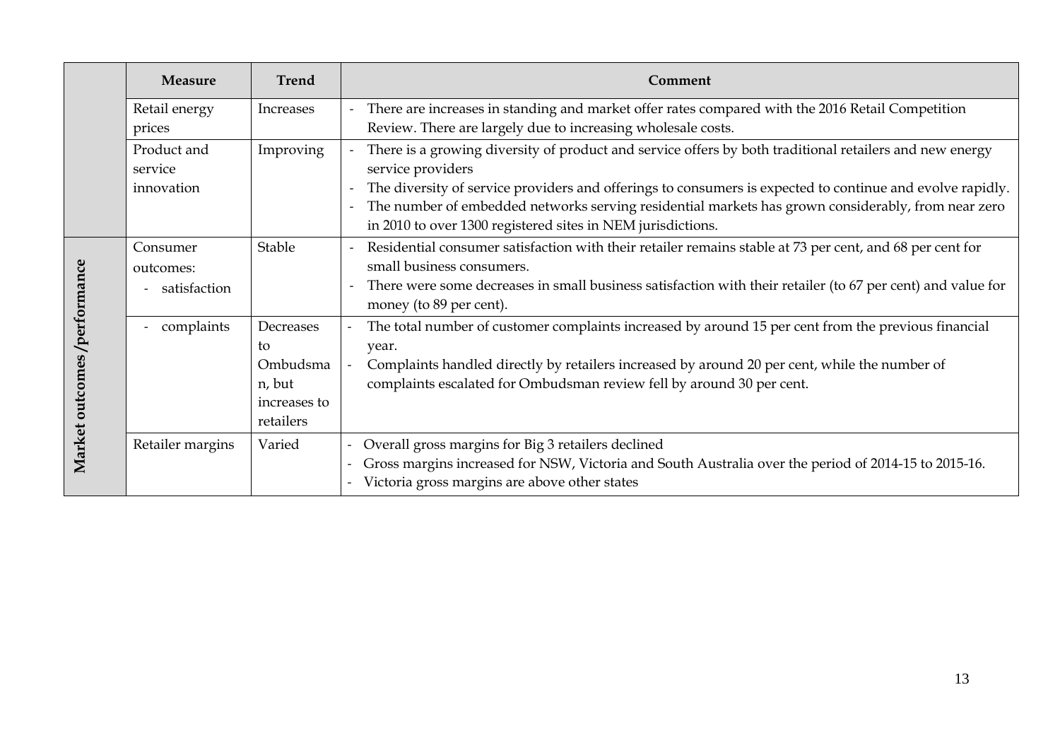| | Measure | Trend | Comment |
|---|---|---|---|
| | Retail energy prices | Increases | - There are increases in standing and market offer rates compared with the 2016 Retail Competition Review. There are largely due to increasing wholesale costs. |
| | Product and service innovation | Improving | - There is a growing diversity of product and service offers by both traditional retailers and new energy service providers<br>- The diversity of service providers and offerings to consumers is expected to continue and evolve rapidly.<br>- The number of embedded networks serving residential markets has grown considerably, from near zero in 2010 to over 1300 registered sites in NEM jurisdictions. |
| **Market outcomes/performance** | Consumer outcomes:<br>- satisfaction | Stable | - Residential consumer satisfaction with their retailer remains stable at 73 per cent, and 68 per cent for small business consumers.<br>- There were some decreases in small business satisfaction with their retailer (to 67 per cent) and value for money (to 89 per cent). |
| | - complaints | Decreases to Ombudsman, but increases to retailers | - The total number of customer complaints increased by around 15 per cent from the previous financial year.<br>- Complaints handled directly by retailers increased by around 20 per cent, while the number of complaints escalated for Ombudsman review fell by around 30 per cent. |
| | Retailer margins | Varied | - Overall gross margins for Big 3 retailers declined<br>- Gross margins increased for NSW, Victoria and South Australia over the period of 2014-15 to 2015-16.<br>- Victoria gross margins are above other states |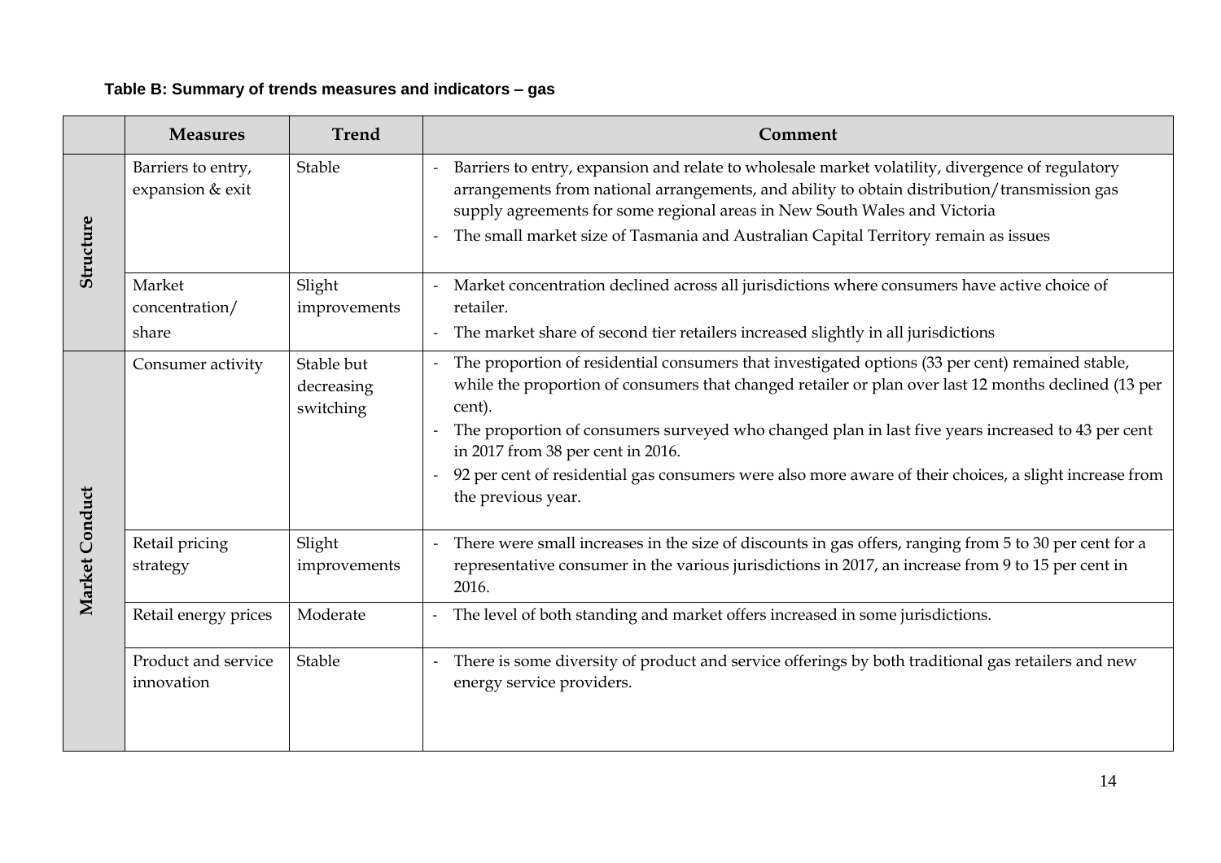**Table B: Summary of trends measures and indicators – gas**

| | Measures | Trend | Comment |
|---|---|---|---|
| Structure | Barriers to entry, expansion & exit | Stable | - Barriers to entry, expansion and relate to wholesale market volatility, divergence of regulatory arrangements from national arrangements, and ability to obtain distribution/transmission gas supply agreements for some regional areas in New South Wales and Victoria<br>- The small market size of Tasmania and Australian Capital Territory remain as issues |
| | Market concentration/ share | Slight improvements | - Market concentration declined across all jurisdictions where consumers have active choice of retailer.<br>- The market share of second tier retailers increased slightly in all jurisdictions |
| Market Conduct | Consumer activity | Stable but decreasing switching | - The proportion of residential consumers that investigated options (33 per cent) remained stable, while the proportion of consumers that changed retailer or plan over last 12 months declined (13 per cent).<br>- The proportion of consumers surveyed who changed plan in last five years increased to 43 per cent in 2017 from 38 per cent in 2016.<br>- 92 per cent of residential gas consumers were also more aware of their choices, a slight increase from the previous year. |
| | Retail pricing strategy | Slight improvements | - There were small increases in the size of discounts in gas offers, ranging from 5 to 30 per cent for a representative consumer in the various jurisdictions in 2017, an increase from 9 to 15 per cent in 2016. |
| | Retail energy prices | Moderate | - The level of both standing and market offers increased in some jurisdictions. |
| | Product and service innovation | Stable | - There is some diversity of product and service offerings by both traditional gas retailers and new energy service providers. |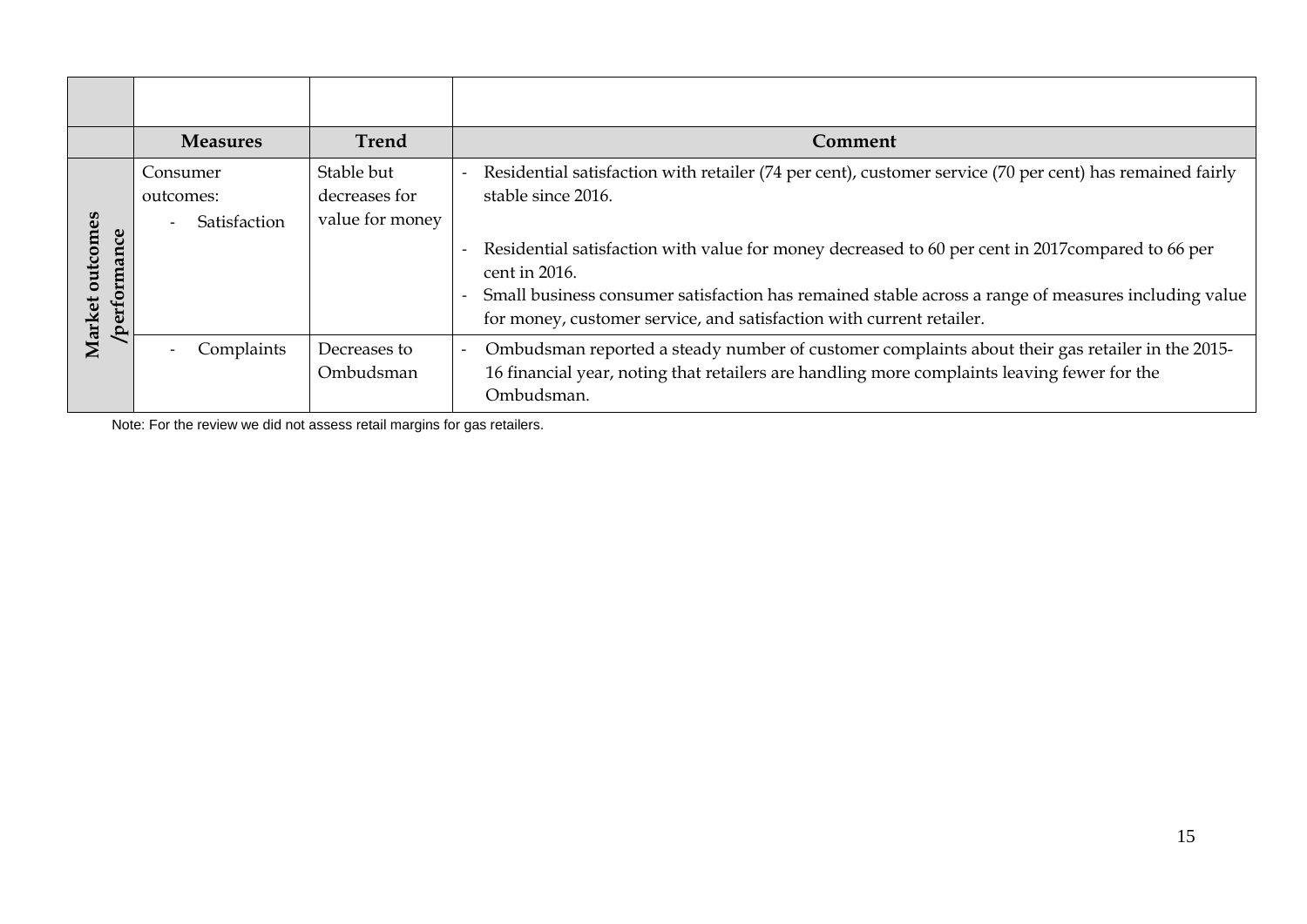| | | | |
|---|---|---|---|
| | **Measures** | **Trend** | **Comment** |
| **Market outcomes /performance** | Consumer outcomes:<br>- Satisfaction | Stable but decreases for value for money | - Residential satisfaction with retailer (74 per cent), customer service (70 per cent) has remained fairly stable since 2016.<br>- Residential satisfaction with value for money decreased to 60 per cent in 2017compared to 66 per cent in 2016.<br>- Small business consumer satisfaction has remained stable across a range of measures including value for money, customer service, and satisfaction with current retailer. |
| | - Complaints | Decreases to Ombudsman | - Ombudsman reported a steady number of customer complaints about their gas retailer in the 2015-16 financial year, noting that retailers are handling more complaints leaving fewer for the Ombudsman. |

Note: For the review we did not assess retail margins for gas retailers.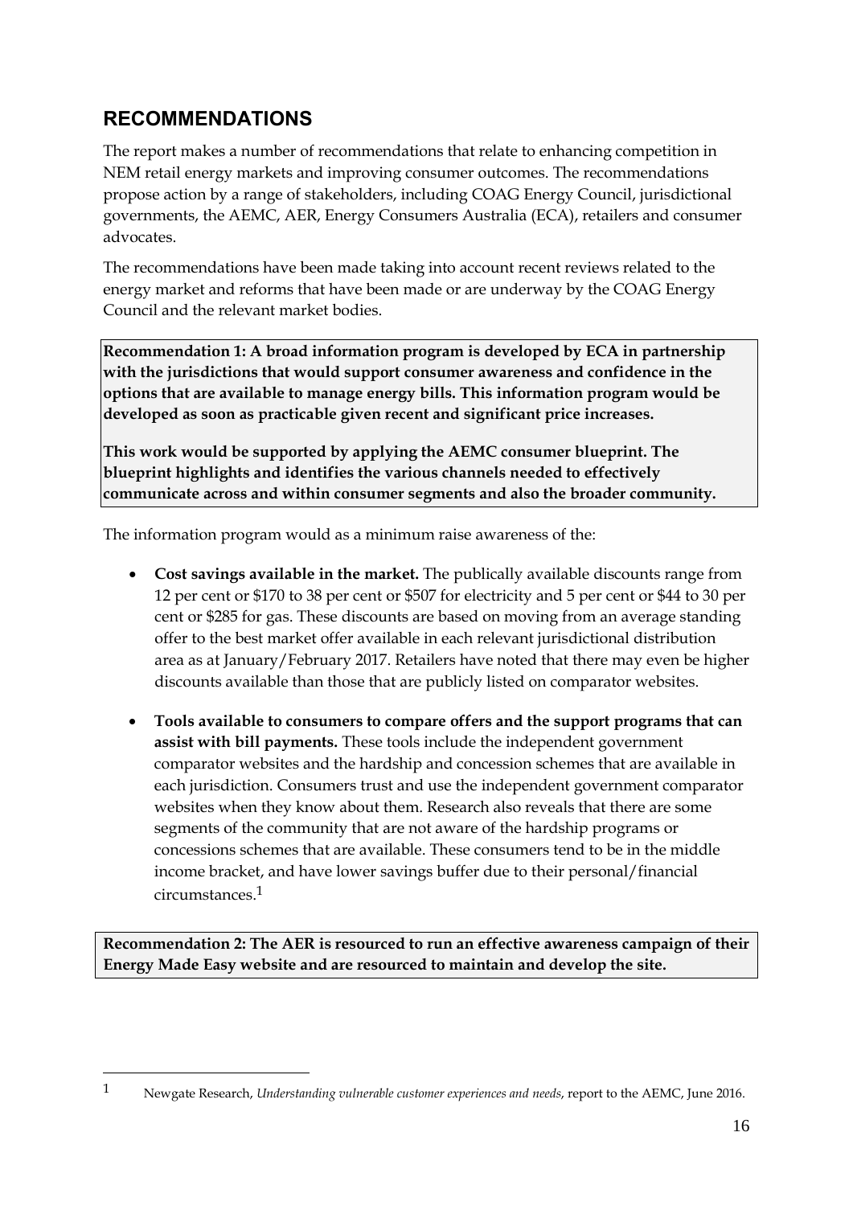## RECOMMENDATIONS

The report makes a number of recommendations that relate to enhancing competition in NEM retail energy markets and improving consumer outcomes. The recommendations propose action by a range of stakeholders, including COAG Energy Council, jurisdictional governments, the AEMC, AER, Energy Consumers Australia (ECA), retailers and consumer advocates.

The recommendations have been made taking into account recent reviews related to the energy market and reforms that have been made or are underway by the COAG Energy Council and the relevant market bodies.

**Recommendation 1: A broad information program is developed by ECA in partnership with the jurisdictions that would support consumer awareness and confidence in the options that are available to manage energy bills. This information program would be developed as soon as practicable given recent and significant price increases.**

**This work would be supported by applying the AEMC consumer blueprint. The blueprint highlights and identifies the various channels needed to effectively communicate across and within consumer segments and also the broader community.**

The information program would as a minimum raise awareness of the:

- **Cost savings available in the market.** The publically available discounts range from 12 per cent or $170 to 38 per cent or $507 for electricity and 5 per cent or $44 to 30 per cent or $285 for gas. These discounts are based on moving from an average standing offer to the best market offer available in each relevant jurisdictional distribution area as at January/February 2017. Retailers have noted that there may even be higher discounts available than those that are publicly listed on comparator websites.
- **Tools available to consumers to compare offers and the support programs that can assist with bill payments.** These tools include the independent government comparator websites and the hardship and concession schemes that are available in each jurisdiction. Consumers trust and use the independent government comparator websites when they know about them. Research also reveals that there are some segments of the community that are not aware of the hardship programs or concessions schemes that are available. These consumers tend to be in the middle income bracket, and have lower savings buffer due to their personal/financial circumstances.[1]

**Recommendation 2: The AER is resourced to run an effective awareness campaign of their Energy Made Easy website and are resourced to maintain and develop the site.**

---

[1] Newgate Research, *Understanding vulnerable customer experiences and needs*, report to the AEMC, June 2016.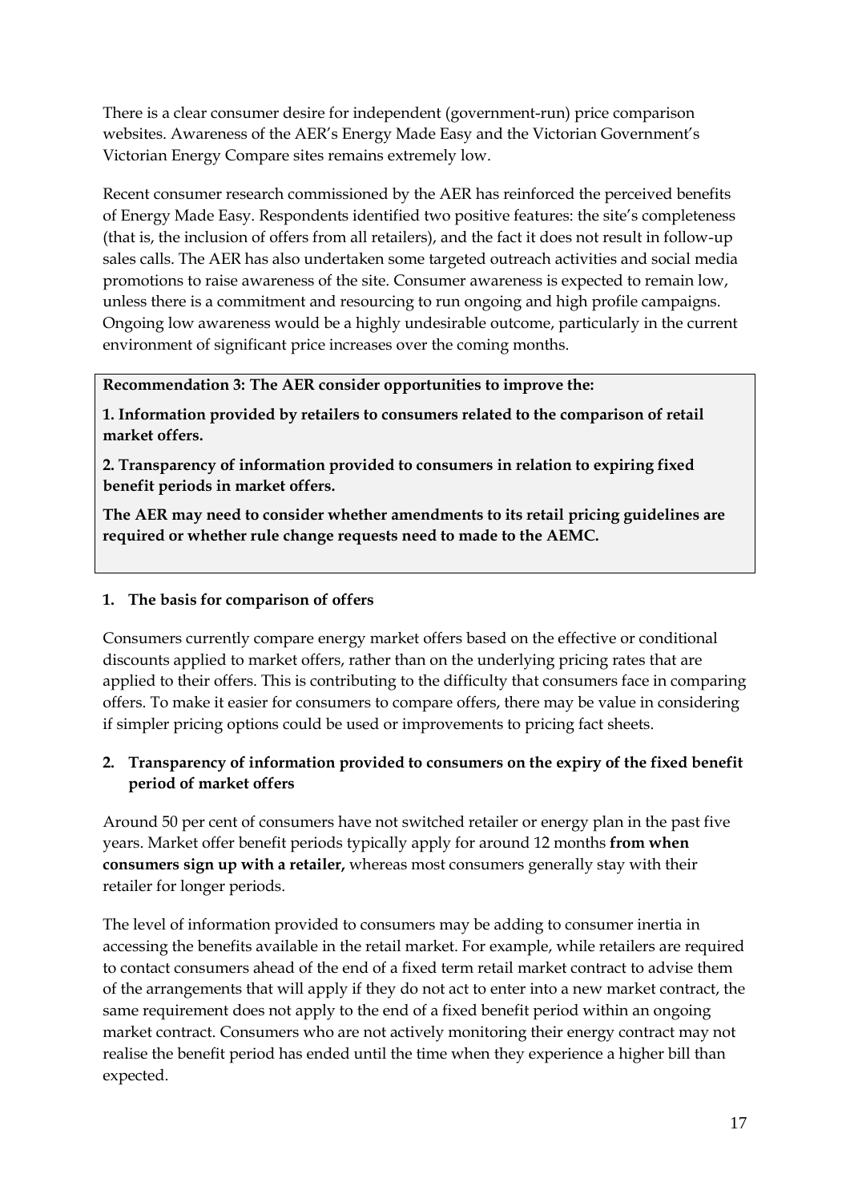There is a clear consumer desire for independent (government-run) price comparison websites. Awareness of the AER's Energy Made Easy and the Victorian Government's Victorian Energy Compare sites remains extremely low.

Recent consumer research commissioned by the AER has reinforced the perceived benefits of Energy Made Easy. Respondents identified two positive features: the site's completeness (that is, the inclusion of offers from all retailers), and the fact it does not result in follow-up sales calls. The AER has also undertaken some targeted outreach activities and social media promotions to raise awareness of the site. Consumer awareness is expected to remain low, unless there is a commitment and resourcing to run ongoing and high profile campaigns. Ongoing low awareness would be a highly undesirable outcome, particularly in the current environment of significant price increases over the coming months.

**Recommendation 3: The AER consider opportunities to improve the:**

**1. Information provided by retailers to consumers related to the comparison of retail market offers.**

**2. Transparency of information provided to consumers in relation to expiring fixed benefit periods in market offers.**

**The AER may need to consider whether amendments to its retail pricing guidelines are required or whether rule change requests need to made to the AEMC.**

**1. The basis for comparison of offers**

Consumers currently compare energy market offers based on the effective or conditional discounts applied to market offers, rather than on the underlying pricing rates that are applied to their offers. This is contributing to the difficulty that consumers face in comparing offers. To make it easier for consumers to compare offers, there may be value in considering if simpler pricing options could be used or improvements to pricing fact sheets.

**2. Transparency of information provided to consumers on the expiry of the fixed benefit period of market offers**

Around 50 per cent of consumers have not switched retailer or energy plan in the past five years. Market offer benefit periods typically apply for around 12 months **from when consumers sign up with a retailer,** whereas most consumers generally stay with their retailer for longer periods.

The level of information provided to consumers may be adding to consumer inertia in accessing the benefits available in the retail market. For example, while retailers are required to contact consumers ahead of the end of a fixed term retail market contract to advise them of the arrangements that will apply if they do not act to enter into a new market contract, the same requirement does not apply to the end of a fixed benefit period within an ongoing market contract. Consumers who are not actively monitoring their energy contract may not realise the benefit period has ended until the time when they experience a higher bill than expected.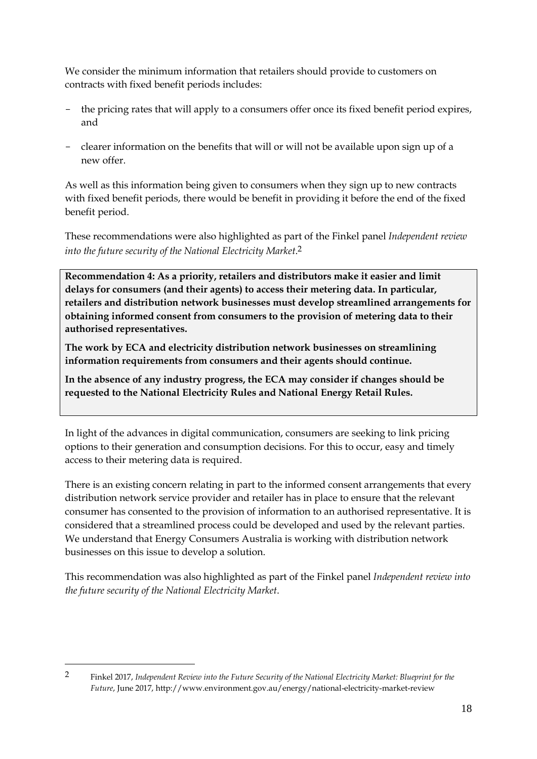We consider the minimum information that retailers should provide to customers on contracts with fixed benefit periods includes:

- the pricing rates that will apply to a consumers offer once its fixed benefit period expires, and
- clearer information on the benefits that will or will not be available upon sign up of a new offer.

As well as this information being given to consumers when they sign up to new contracts with fixed benefit periods, there would be benefit in providing it before the end of the fixed benefit period.

These recommendations were also highlighted as part of the Finkel panel *Independent review into the future security of the National Electricity Market*.[2]

> **Recommendation 4: As a priority, retailers and distributors make it easier and limit delays for consumers (and their agents) to access their metering data. In particular, retailers and distribution network businesses must develop streamlined arrangements for obtaining informed consent from consumers to the provision of metering data to their authorised representatives.**
>
> **The work by ECA and electricity distribution network businesses on streamlining information requirements from consumers and their agents should continue.**
>
> **In the absence of any industry progress, the ECA may consider if changes should be requested to the National Electricity Rules and National Energy Retail Rules.**

In light of the advances in digital communication, consumers are seeking to link pricing options to their generation and consumption decisions. For this to occur, easy and timely access to their metering data is required.

There is an existing concern relating in part to the informed consent arrangements that every distribution network service provider and retailer has in place to ensure that the relevant consumer has consented to the provision of information to an authorised representative. It is considered that a streamlined process could be developed and used by the relevant parties. We understand that Energy Consumers Australia is working with distribution network businesses on this issue to develop a solution.

This recommendation was also highlighted as part of the Finkel panel *Independent review into the future security of the National Electricity Market*.

---

[2] Finkel 2017, *Independent Review into the Future Security of the National Electricity Market: Blueprint for the Future*, June 2017, http://www.environment.gov.au/energy/national-electricity-market-review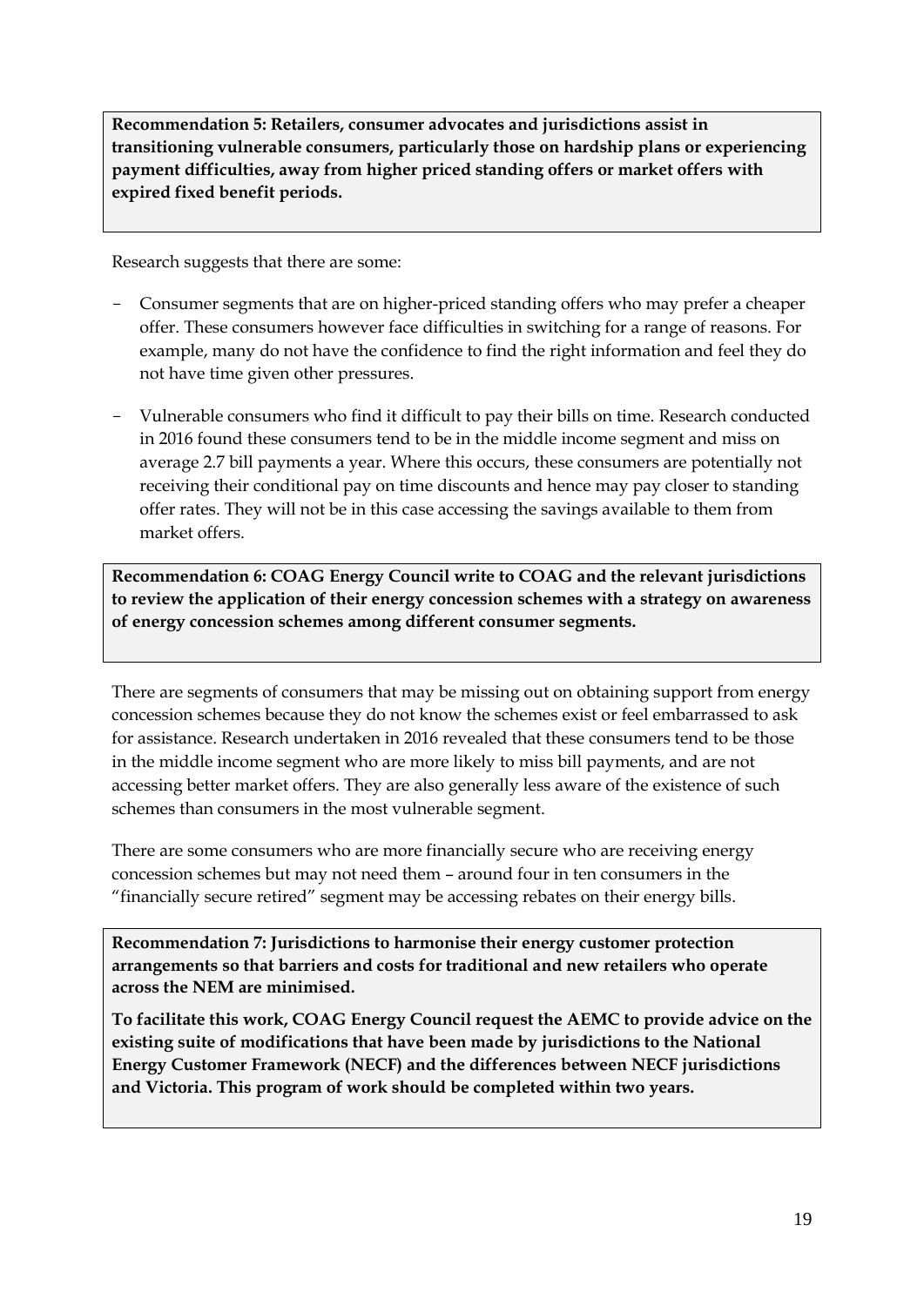**Recommendation 5: Retailers, consumer advocates and jurisdictions assist in transitioning vulnerable consumers, particularly those on hardship plans or experiencing payment difficulties, away from higher priced standing offers or market offers with expired fixed benefit periods.**

Research suggests that there are some:

- Consumer segments that are on higher-priced standing offers who may prefer a cheaper offer. These consumers however face difficulties in switching for a range of reasons. For example, many do not have the confidence to find the right information and feel they do not have time given other pressures.
- Vulnerable consumers who find it difficult to pay their bills on time. Research conducted in 2016 found these consumers tend to be in the middle income segment and miss on average 2.7 bill payments a year. Where this occurs, these consumers are potentially not receiving their conditional pay on time discounts and hence may pay closer to standing offer rates. They will not be in this case accessing the savings available to them from market offers.

**Recommendation 6: COAG Energy Council write to COAG and the relevant jurisdictions to review the application of their energy concession schemes with a strategy on awareness of energy concession schemes among different consumer segments.**

There are segments of consumers that may be missing out on obtaining support from energy concession schemes because they do not know the schemes exist or feel embarrassed to ask for assistance. Research undertaken in 2016 revealed that these consumers tend to be those in the middle income segment who are more likely to miss bill payments, and are not accessing better market offers. They are also generally less aware of the existence of such schemes than consumers in the most vulnerable segment.

There are some consumers who are more financially secure who are receiving energy concession schemes but may not need them – around four in ten consumers in the "financially secure retired" segment may be accessing rebates on their energy bills.

**Recommendation 7: Jurisdictions to harmonise their energy customer protection arrangements so that barriers and costs for traditional and new retailers who operate across the NEM are minimised.**

**To facilitate this work, COAG Energy Council request the AEMC to provide advice on the existing suite of modifications that have been made by jurisdictions to the National Energy Customer Framework (NECF) and the differences between NECF jurisdictions and Victoria. This program of work should be completed within two years.**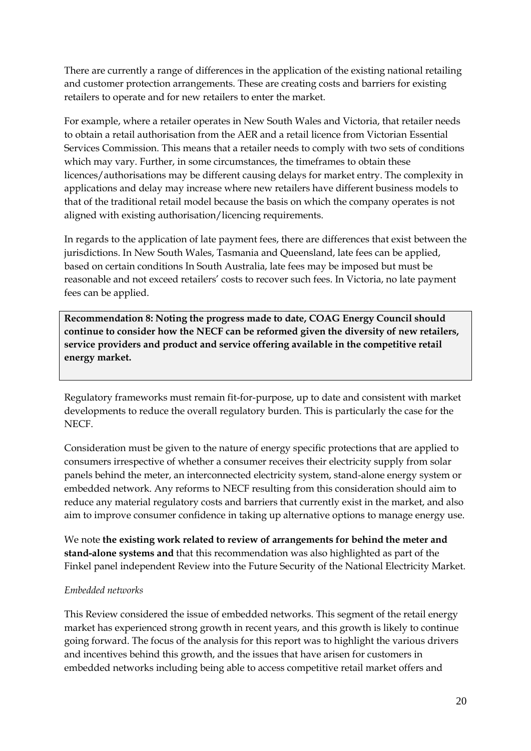There are currently a range of differences in the application of the existing national retailing and customer protection arrangements. These are creating costs and barriers for existing retailers to operate and for new retailers to enter the market.

For example, where a retailer operates in New South Wales and Victoria, that retailer needs to obtain a retail authorisation from the AER and a retail licence from Victorian Essential Services Commission. This means that a retailer needs to comply with two sets of conditions which may vary. Further, in some circumstances, the timeframes to obtain these licences/authorisations may be different causing delays for market entry. The complexity in applications and delay may increase where new retailers have different business models to that of the traditional retail model because the basis on which the company operates is not aligned with existing authorisation/licencing requirements.

In regards to the application of late payment fees, there are differences that exist between the jurisdictions. In New South Wales, Tasmania and Queensland, late fees can be applied, based on certain conditions In South Australia, late fees may be imposed but must be reasonable and not exceed retailers' costs to recover such fees. In Victoria, no late payment fees can be applied.

**Recommendation 8: Noting the progress made to date, COAG Energy Council should continue to consider how the NECF can be reformed given the diversity of new retailers, service providers and product and service offering available in the competitive retail energy market.**

Regulatory frameworks must remain fit-for-purpose, up to date and consistent with market developments to reduce the overall regulatory burden. This is particularly the case for the NECF.

Consideration must be given to the nature of energy specific protections that are applied to consumers irrespective of whether a consumer receives their electricity supply from solar panels behind the meter, an interconnected electricity system, stand-alone energy system or embedded network. Any reforms to NECF resulting from this consideration should aim to reduce any material regulatory costs and barriers that currently exist in the market, and also aim to improve consumer confidence in taking up alternative options to manage energy use.

We note **the existing work related to review of arrangements for behind the meter and stand-alone systems and** that this recommendation was also highlighted as part of the Finkel panel independent Review into the Future Security of the National Electricity Market.

*Embedded networks*

This Review considered the issue of embedded networks. This segment of the retail energy market has experienced strong growth in recent years, and this growth is likely to continue going forward. The focus of the analysis for this report was to highlight the various drivers and incentives behind this growth, and the issues that have arisen for customers in embedded networks including being able to access competitive retail market offers and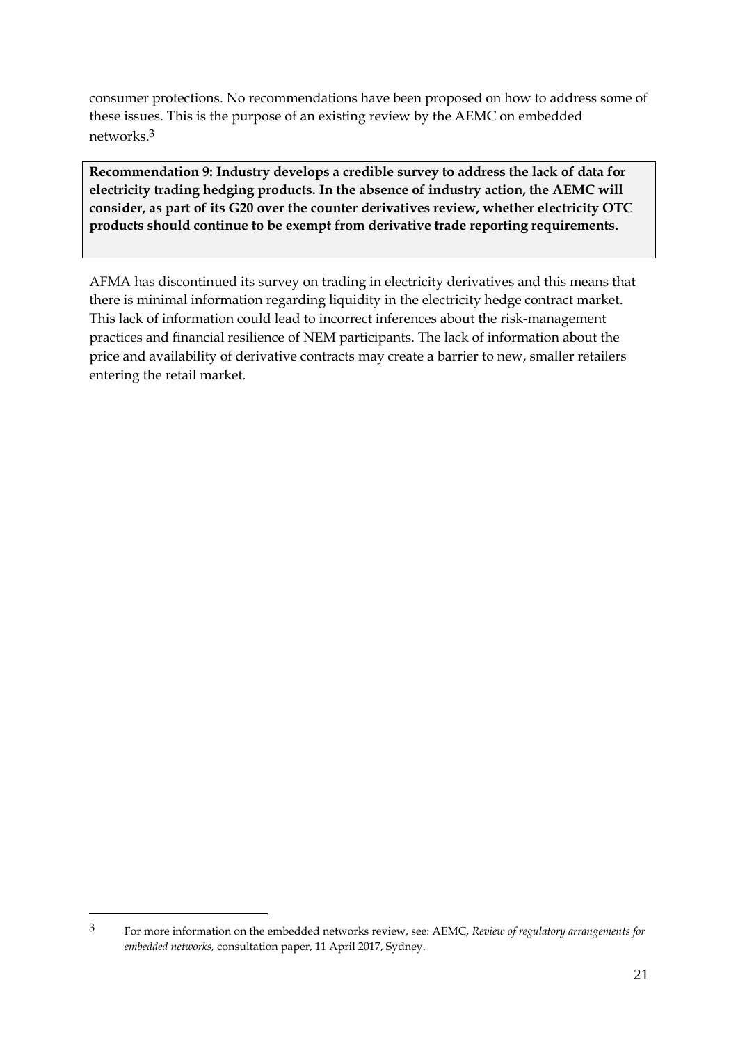consumer protections. No recommendations have been proposed on how to address some of these issues. This is the purpose of an existing review by the AEMC on embedded networks.[3]

> **Recommendation 9: Industry develops a credible survey to address the lack of data for electricity trading hedging products. In the absence of industry action, the AEMC will consider, as part of its G20 over the counter derivatives review, whether electricity OTC products should continue to be exempt from derivative trade reporting requirements.**

AFMA has discontinued its survey on trading in electricity derivatives and this means that there is minimal information regarding liquidity in the electricity hedge contract market. This lack of information could lead to incorrect inferences about the risk-management practices and financial resilience of NEM participants. The lack of information about the price and availability of derivative contracts may create a barrier to new, smaller retailers entering the retail market.

---

[3] For more information on the embedded networks review, see: AEMC, *Review of regulatory arrangements for embedded networks,* consultation paper, 11 April 2017, Sydney.